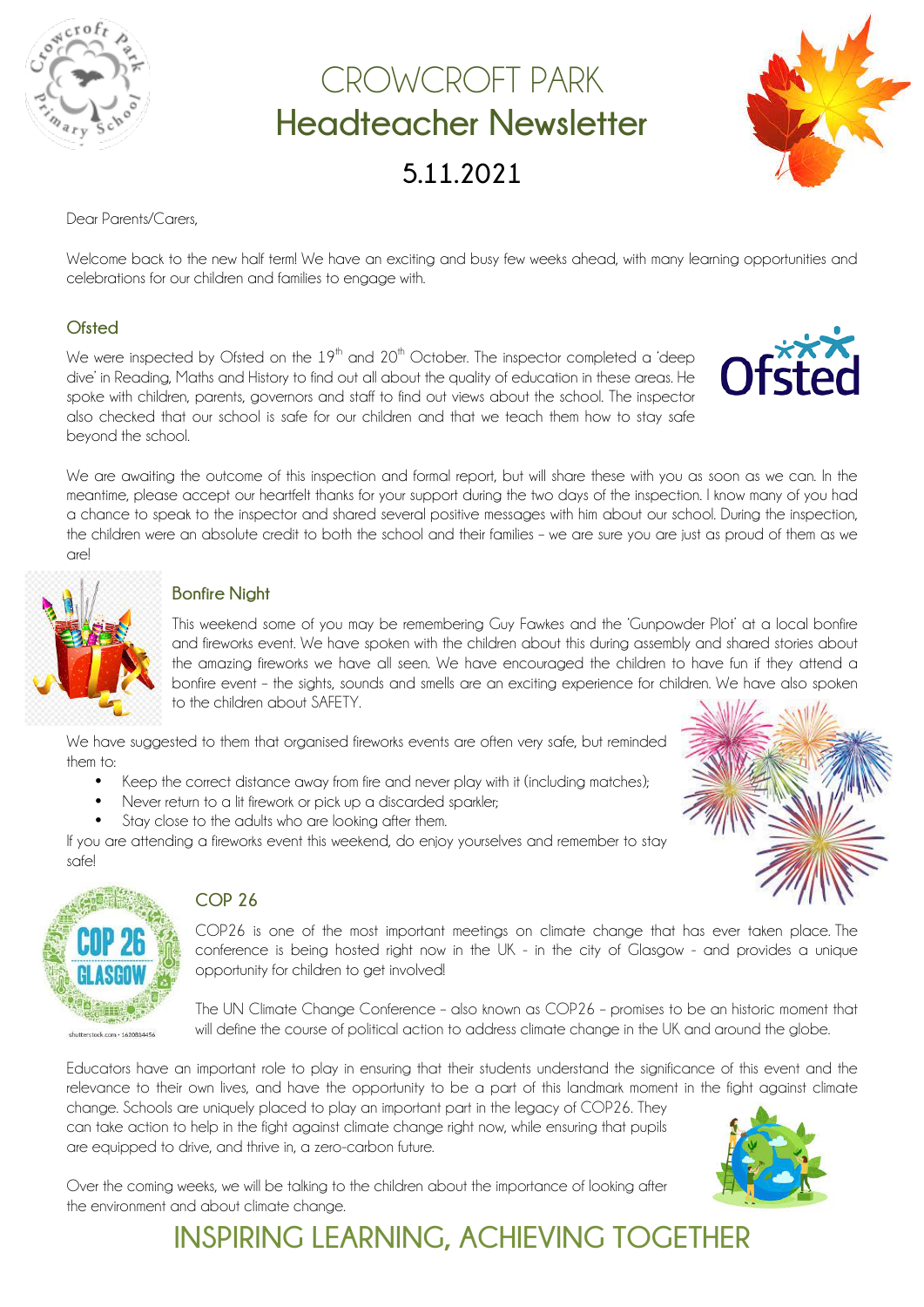# CROWCROFT PARK
# Headteacher Newsletter
## 5.11.2021

Dear Parents/Carers,

Welcome back to the new half term! We have an exciting and busy few weeks ahead, with many learning opportunities and celebrations for our children and families to engage with.

### Ofsted

We were inspected by Ofsted on the 19th and 20th October. The inspector completed a 'deep dive' in Reading, Maths and History to find out all about the quality of education in these areas. He spoke with children, parents, governors and staff to find out views about the school. The inspector also checked that our school is safe for our children and that we teach them how to stay safe beyond the school.

We are awaiting the outcome of this inspection and formal report, but will share these with you as soon as we can. In the meantime, please accept our heartfelt thanks for your support during the two days of the inspection. I know many of you had a chance to speak to the inspector and shared several positive messages with him about our school. During the inspection, the children were an absolute credit to both the school and their families – we are sure you are just as proud of them as we are!

### Bonfire Night

This weekend some of you may be remembering Guy Fawkes and the 'Gunpowder Plot' at a local bonfire and fireworks event. We have spoken with the children about this during assembly and shared stories about the amazing fireworks we have all seen. We have encouraged the children to have fun if they attend a bonfire event – the sights, sounds and smells are an exciting experience for children. We have also spoken to the children about SAFETY.

We have suggested to them that organised fireworks events are often very safe, but reminded them to:

- Keep the correct distance away from fire and never play with it (including matches);
- Never return to a lit firework or pick up a discarded sparkler;
- Stay close to the adults who are looking after them.

If you are attending a fireworks event this weekend, do enjoy yourselves and remember to stay safe!

### COP 26

COP26 is one of the most important meetings on climate change that has ever taken place. The conference is being hosted right now in the UK - in the city of Glasgow - and provides a unique opportunity for children to get involved!

The UN Climate Change Conference – also known as COP26 – promises to be an historic moment that will define the course of political action to address climate change in the UK and around the globe.

Educators have an important role to play in ensuring that their students understand the significance of this event and the relevance to their own lives, and have the opportunity to be a part of this landmark moment in the fight against climate change. Schools are uniquely placed to play an important part in the legacy of COP26. They can take action to help in the fight against climate change right now, while ensuring that pupils are equipped to drive, and thrive in, a zero-carbon future.

Over the coming weeks, we will be talking to the children about the importance of looking after the environment and about climate change.

INSPIRING LEARNING, ACHIEVING TOGETHER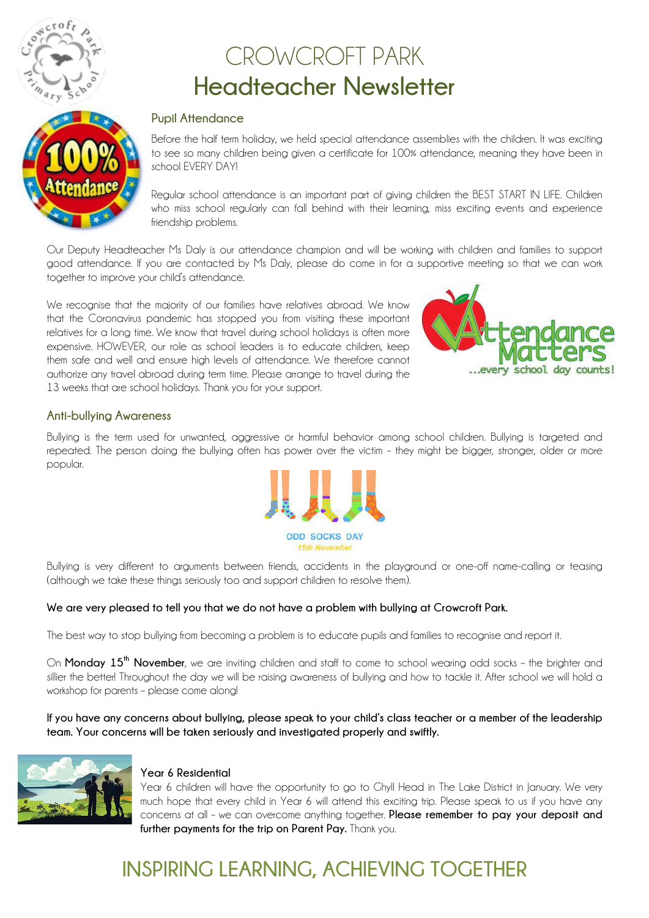# CROWCROFT PARK
# Headteacher Newsletter

## Pupil Attendance

Before the half term holiday, we held special attendance assemblies with the children. It was exciting to see so many children being given a certificate for 100% attendance, meaning they have been in school EVERY DAY!

Regular school attendance is an important part of giving children the BEST START IN LIFE. Children who miss school regularly can fall behind with their learning, miss exciting events and experience friendship problems.

Our Deputy Headteacher Ms Daly is our attendance champion and will be working with children and families to support good attendance. If you are contacted by Ms Daly, please do come in for a supportive meeting so that we can work together to improve your child's attendance.

We recognise that the majority of our families have relatives abroad. We know that the Coronavirus pandemic has stopped you from visiting these important relatives for a long time. We know that travel during school holidays is often more expensive. HOWEVER, our role as school leaders is to educate children, keep them safe and well and ensure high levels of attendance. We therefore cannot authorize any travel abroad during term time. Please arrange to travel during the 13 weeks that are school holidays. Thank you for your support.

## Anti-bullying Awareness

Bullying is the term used for unwanted, aggressive or harmful behavior among school children. Bullying is targeted and repeated. The person doing the bullying often has power over the victim – they might be bigger, stronger, older or more popular.

Bullying is very different to arguments between friends, accidents in the playground or one-off name-calling or teasing (although we take these things seriously too and support children to resolve them).

**We are very pleased to tell you that we do not have a problem with bullying at Crowcroft Park.**

The best way to stop bullying from becoming a problem is to educate pupils and families to recognise and report it.

On **Monday 15th November**, we are inviting children and staff to come to school wearing odd socks – the brighter and sillier the better! Throughout the day we will be raising awareness of bullying and how to tackle it. After school we will hold a workshop for parents – please come along!

**If you have any concerns about bullying, please speak to your child's class teacher or a member of the leadership team. Your concerns will be taken seriously and investigated properly and swiftly.**

## Year 6 Residential

Year 6 children will have the opportunity to go to Ghyll Head in The Lake District in January. We very much hope that every child in Year 6 will attend this exciting trip. Please speak to us if you have any concerns at all – we can overcome anything together. **Please remember to pay your deposit and further payments for the trip on Parent Pay.** Thank you.

## INSPIRING LEARNING, ACHIEVING TOGETHER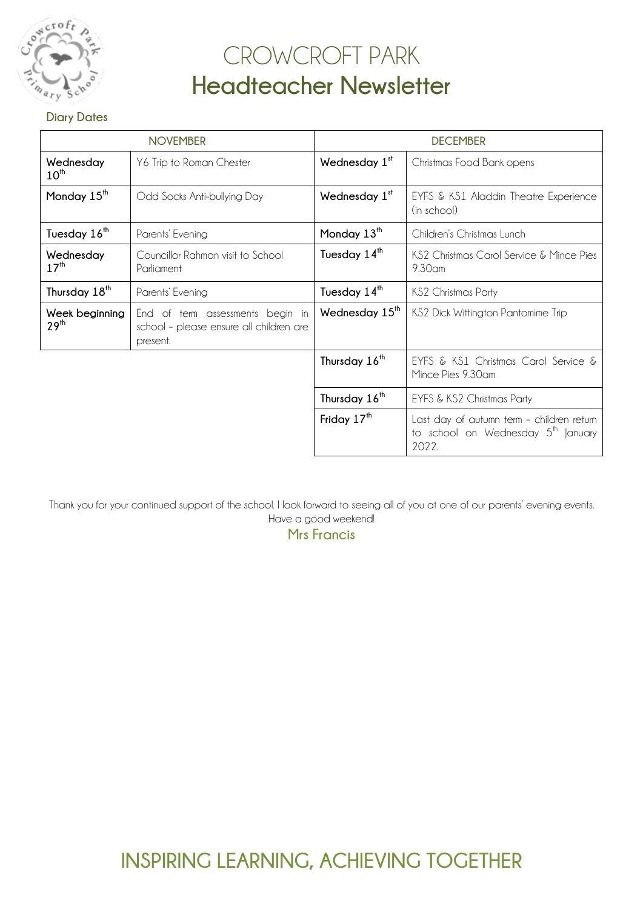# CROWCROFT PARK

# Headteacher Newsletter

**Diary Dates**

| NOVEMBER | | DECEMBER | |
|---|---|---|---|
| **Wednesday 10th** | Y6 Trip to Roman Chester | **Wednesday 1st** | Christmas Food Bank opens |
| **Monday 15th** | Odd Socks Anti-bullying Day | **Wednesday 1st** | EYFS & KS1 Aladdin Theatre Experience (in school) |
| **Tuesday 16th** | Parents' Evening | **Monday 13th** | Children's Christmas Lunch |
| **Wednesday 17th** | Councillor Rahman visit to School Parliament | **Tuesday 14th** | KS2 Christmas Carol Service & Mince Pies 9.30am |
| **Thursday 18th** | Parents' Evening | **Tuesday 14th** | KS2 Christmas Party |
| **Week beginning 29th** | End of term assessments begin in school – please ensure all children are present. | **Wednesday 15th** | KS2 Dick Wittington Pantomime Trip |
| | | **Thursday 16th** | EYFS & KS1 Christmas Carol Service & Mince Pies 9.30am |
| | | **Thursday 16th** | EYFS & KS2 Christmas Party |
| | | **Friday 17th** | Last day of autumn term – children return to school on Wednesday 5th January 2022. |

Thank you for your continued support of the school. I look forward to seeing all of you at one of our parents' evening events. Have a good weekend!

**Mrs Francis**

INSPIRING LEARNING, ACHIEVING TOGETHER